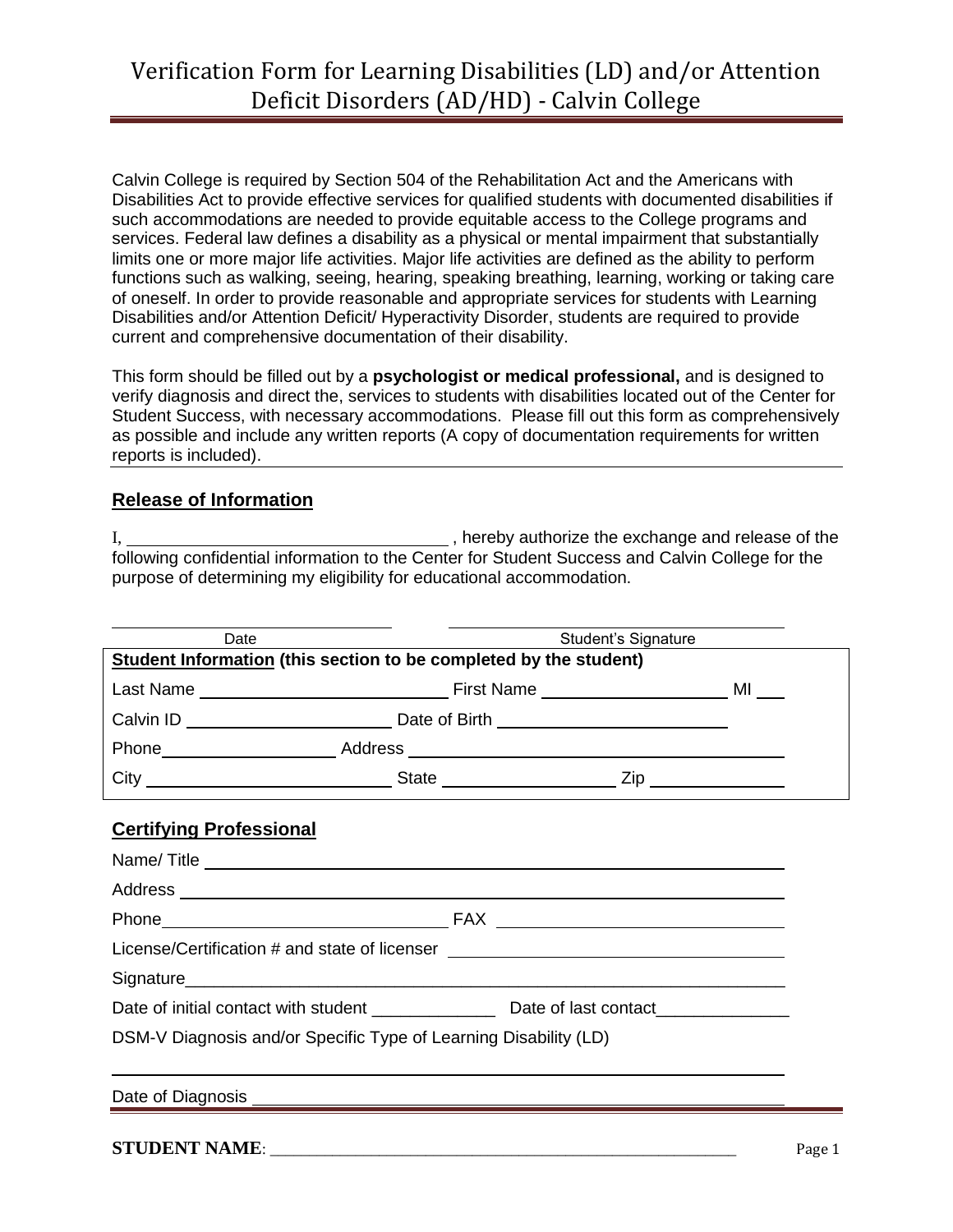# Verification Form for Learning Disabilities (LD) and/or Attention Deficit Disorders (AD/HD) - Calvin College

Calvin College is required by Section 504 of the Rehabilitation Act and the Americans with Disabilities Act to provide effective services for qualified students with documented disabilities if such accommodations are needed to provide equitable access to the College programs and services. Federal law defines a disability as a physical or mental impairment that substantially limits one or more major life activities. Major life activities are defined as the ability to perform functions such as walking, seeing, hearing, speaking breathing, learning, working or taking care of oneself. In order to provide reasonable and appropriate services for students with Learning Disabilities and/or Attention Deficit/ Hyperactivity Disorder, students are required to provide current and comprehensive documentation of their disability.

This form should be filled out by a **psychologist or medical professional,** and is designed to verify diagnosis and direct the, services to students with disabilities located out of the Center for Student Success, with necessary accommodations. Please fill out this form as comprehensively as possible and include any written reports (A copy of documentation requirements for written reports is included).

## Release of Information

I, ____________________________ , hereby authorize the exchange and release of the following confidential information to the Center for Student Success and Calvin College for the purpose of determining my eligibility for educational accommodation.

____________________ Date &nbsp;&nbsp;&nbsp;&nbsp; ____________________ Student's Signature

**Student Information (this section to be completed by the student)**

Last Name ____________________ First Name ____________________ MI ___

Calvin ID ____________________ Date of Birth ____________________

Phone ____________________ Address ____________________

City ____________________ State ____________________ Zip ____________________

## Certifying Professional

Name/ Title ____________________

Address ____________________

Phone ____________________ FAX ____________________

License/Certification # and state of licenser ____________________

Signature ____________________

Date of initial contact with student _____________ Date of last contact______________

DSM-V Diagnosis and/or Specific Type of Learning Disability (LD)

____________________

Date of Diagnosis ____________________

**STUDENT NAME**: ____________________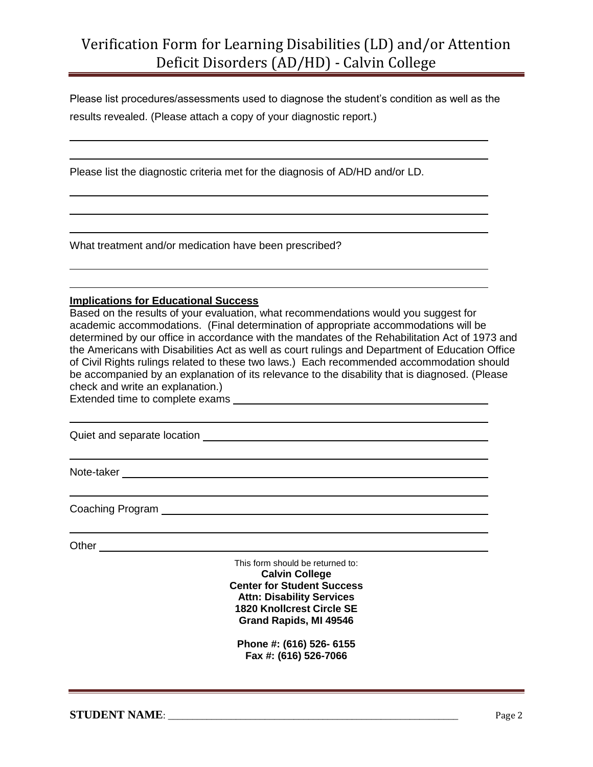Please list procedures/assessments used to diagnose the student's condition as well as the results revealed. (Please attach a copy of your diagnostic report.)

\_\_\_\_\_\_\_\_\_\_\_\_\_\_\_\_\_\_\_\_\_\_\_\_\_\_\_\_\_\_\_\_\_\_\_\_\_\_\_\_\_\_\_\_\_\_\_\_\_\_\_\_\_\_\_\_\_\_\_\_

\_\_\_\_\_\_\_\_\_\_\_\_\_\_\_\_\_\_\_\_\_\_\_\_\_\_\_\_\_\_\_\_\_\_\_\_\_\_\_\_\_\_\_\_\_\_\_\_\_\_\_\_\_\_\_\_\_\_\_\_

Please list the diagnostic criteria met for the diagnosis of AD/HD and/or LD.

\_\_\_\_\_\_\_\_\_\_\_\_\_\_\_\_\_\_\_\_\_\_\_\_\_\_\_\_\_\_\_\_\_\_\_\_\_\_\_\_\_\_\_\_\_\_\_\_\_\_\_\_\_\_\_\_\_\_\_\_

\_\_\_\_\_\_\_\_\_\_\_\_\_\_\_\_\_\_\_\_\_\_\_\_\_\_\_\_\_\_\_\_\_\_\_\_\_\_\_\_\_\_\_\_\_\_\_\_\_\_\_\_\_\_\_\_\_\_\_\_

\_\_\_\_\_\_\_\_\_\_\_\_\_\_\_\_\_\_\_\_\_\_\_\_\_\_\_\_\_\_\_\_\_\_\_\_\_\_\_\_\_\_\_\_\_\_\_\_\_\_\_\_\_\_\_\_\_\_\_\_

What treatment and/or medication have been prescribed?

\_\_\_\_\_\_\_\_\_\_\_\_\_\_\_\_\_\_\_\_\_\_\_\_\_\_\_\_\_\_\_\_\_\_\_\_\_\_\_\_\_\_\_\_\_\_\_\_\_\_\_\_\_\_\_\_\_\_\_\_

\_\_\_\_\_\_\_\_\_\_\_\_\_\_\_\_\_\_\_\_\_\_\_\_\_\_\_\_\_\_\_\_\_\_\_\_\_\_\_\_\_\_\_\_\_\_\_\_\_\_\_\_\_\_\_\_\_\_\_\_

**Implications for Educational Success**

Based on the results of your evaluation, what recommendations would you suggest for academic accommodations. (Final determination of appropriate accommodations will be determined by our office in accordance with the mandates of the Rehabilitation Act of 1973 and the Americans with Disabilities Act as well as court rulings and Department of Education Office of Civil Rights rulings related to these two laws.) Each recommended accommodation should be accompanied by an explanation of its relevance to the disability that is diagnosed. (Please check and write an explanation.)

Extended time to complete exams \_\_\_\_\_\_\_\_\_\_\_\_\_\_\_\_\_\_\_\_\_\_\_\_\_\_\_\_\_\_\_\_\_\_\_\_\_\_\_\_

\_\_\_\_\_\_\_\_\_\_\_\_\_\_\_\_\_\_\_\_\_\_\_\_\_\_\_\_\_\_\_\_\_\_\_\_\_\_\_\_\_\_\_\_\_\_\_\_\_\_\_\_\_\_\_\_\_\_\_\_

Quiet and separate location \_\_\_\_\_\_\_\_\_\_\_\_\_\_\_\_\_\_\_\_\_\_\_\_\_\_\_\_\_\_\_\_\_\_\_\_\_\_\_\_\_\_

\_\_\_\_\_\_\_\_\_\_\_\_\_\_\_\_\_\_\_\_\_\_\_\_\_\_\_\_\_\_\_\_\_\_\_\_\_\_\_\_\_\_\_\_\_\_\_\_\_\_\_\_\_\_\_\_\_\_\_\_

Note-taker \_\_\_\_\_\_\_\_\_\_\_\_\_\_\_\_\_\_\_\_\_\_\_\_\_\_\_\_\_\_\_\_\_\_\_\_\_\_\_\_\_\_\_\_\_\_\_\_\_\_\_\_\_

\_\_\_\_\_\_\_\_\_\_\_\_\_\_\_\_\_\_\_\_\_\_\_\_\_\_\_\_\_\_\_\_\_\_\_\_\_\_\_\_\_\_\_\_\_\_\_\_\_\_\_\_\_\_\_\_\_\_\_\_

Coaching Program \_\_\_\_\_\_\_\_\_\_\_\_\_\_\_\_\_\_\_\_\_\_\_\_\_\_\_\_\_\_\_\_\_\_\_\_\_\_\_\_\_\_\_\_\_\_\_\_

\_\_\_\_\_\_\_\_\_\_\_\_\_\_\_\_\_\_\_\_\_\_\_\_\_\_\_\_\_\_\_\_\_\_\_\_\_\_\_\_\_\_\_\_\_\_\_\_\_\_\_\_\_\_\_\_\_\_\_\_

Other \_\_\_\_\_\_\_\_\_\_\_\_\_\_\_\_\_\_\_\_\_\_\_\_\_\_\_\_\_\_\_\_\_\_\_\_\_\_\_\_\_\_\_\_\_\_\_\_\_\_\_\_\_\_\_\_\_

This form should be returned to:

**Calvin College**
**Center for Student Success**
**Attn: Disability Services**
**1820 Knollcrest Circle SE**
**Grand Rapids, MI 49546**

**Phone #: (616) 526- 6155**
**Fax #: (616) 526-7066**

**STUDENT NAME**: \_\_\_\_\_\_\_\_\_\_\_\_\_\_\_\_\_\_\_\_\_\_\_\_\_\_\_\_\_\_\_\_\_\_\_\_\_\_\_\_\_\_\_\_\_\_\_\_\_\_\_\_